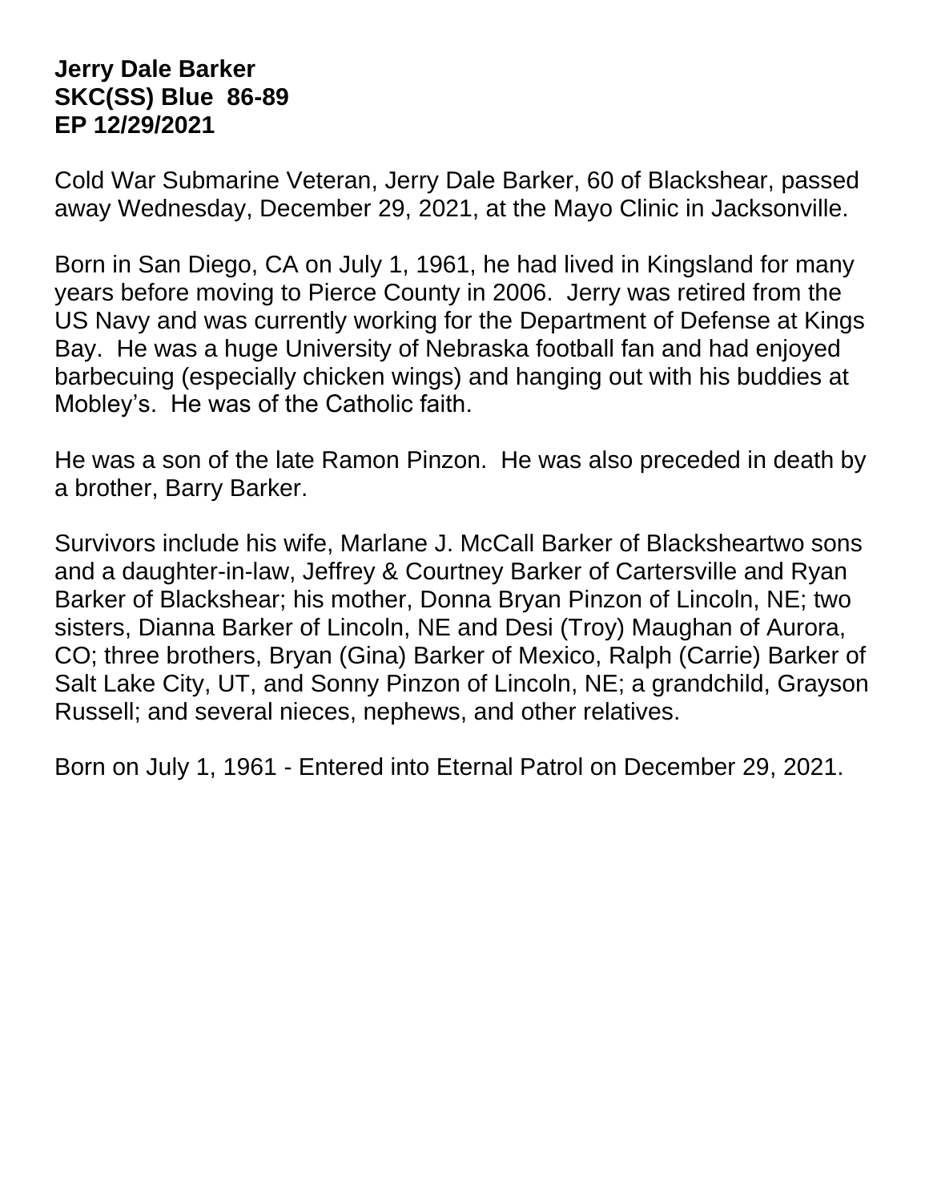**Jerry Dale Barker**
**SKC(SS) Blue 86-89**
**EP 12/29/2021**

Cold War Submarine Veteran, Jerry Dale Barker, 60 of Blackshear, passed away Wednesday, December 29, 2021, at the Mayo Clinic in Jacksonville.

Born in San Diego, CA on July 1, 1961, he had lived in Kingsland for many years before moving to Pierce County in 2006. Jerry was retired from the US Navy and was currently working for the Department of Defense at Kings Bay. He was a huge University of Nebraska football fan and had enjoyed barbecuing (especially chicken wings) and hanging out with his buddies at Mobley's. He was of the Catholic faith.

He was a son of the late Ramon Pinzon. He was also preceded in death by a brother, Barry Barker.

Survivors include his wife, Marlane J. McCall Barker of Blacksheartwo sons and a daughter-in-law, Jeffrey & Courtney Barker of Cartersville and Ryan Barker of Blackshear; his mother, Donna Bryan Pinzon of Lincoln, NE; two sisters, Dianna Barker of Lincoln, NE and Desi (Troy) Maughan of Aurora, CO; three brothers, Bryan (Gina) Barker of Mexico, Ralph (Carrie) Barker of Salt Lake City, UT, and Sonny Pinzon of Lincoln, NE; a grandchild, Grayson Russell; and several nieces, nephews, and other relatives.

Born on July 1, 1961 - Entered into Eternal Patrol on December 29, 2021.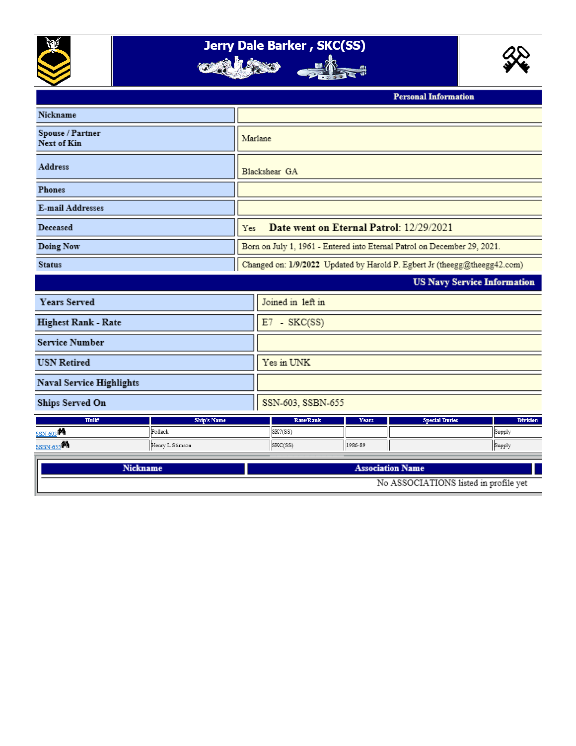# Jerry Dale Barker , SKC(SS)

## Personal Information

| | |
|---|---|
| Nickname | |
| Spouse / Partner Next of Kin | Marlane |
| Address | Blackshear GA |
| Phones | |
| E-mail Addresses | |
| Deceased | Yes **Date went on Eternal Patrol**: 12/29/2021 |
| Doing Now | Born on July 1, 1961 - Entered into Eternal Patrol on December 29, 2021. |
| Status | Changed on: **1/9/2022** Updated by Harold P. Egbert Jr (theegg@theegg42.com) |

## US Navy Service Information

| | |
|---|---|
| Years Served | Joined in left in |
| Highest Rank - Rate | E7 - SKC(SS) |
| Service Number | |
| USN Retired | Yes in UNK |
| Naval Service Highlights | |
| Ships Served On | SSN-603, SSBN-655 |

| Hull# | Ship's Name | Rate/Rank | Years | Special Duties | Division |
|---|---|---|---|---|---|
| SSN-603 | Pollack | SK?(SS) | | | Supply |
| SSBN-655 | Henry L Stimson | SKC(SS) | 1986-89 | | Supply |

| Nickname | Association Name |
|---|---|
| | No ASSOCIATIONS listed in profile yet |